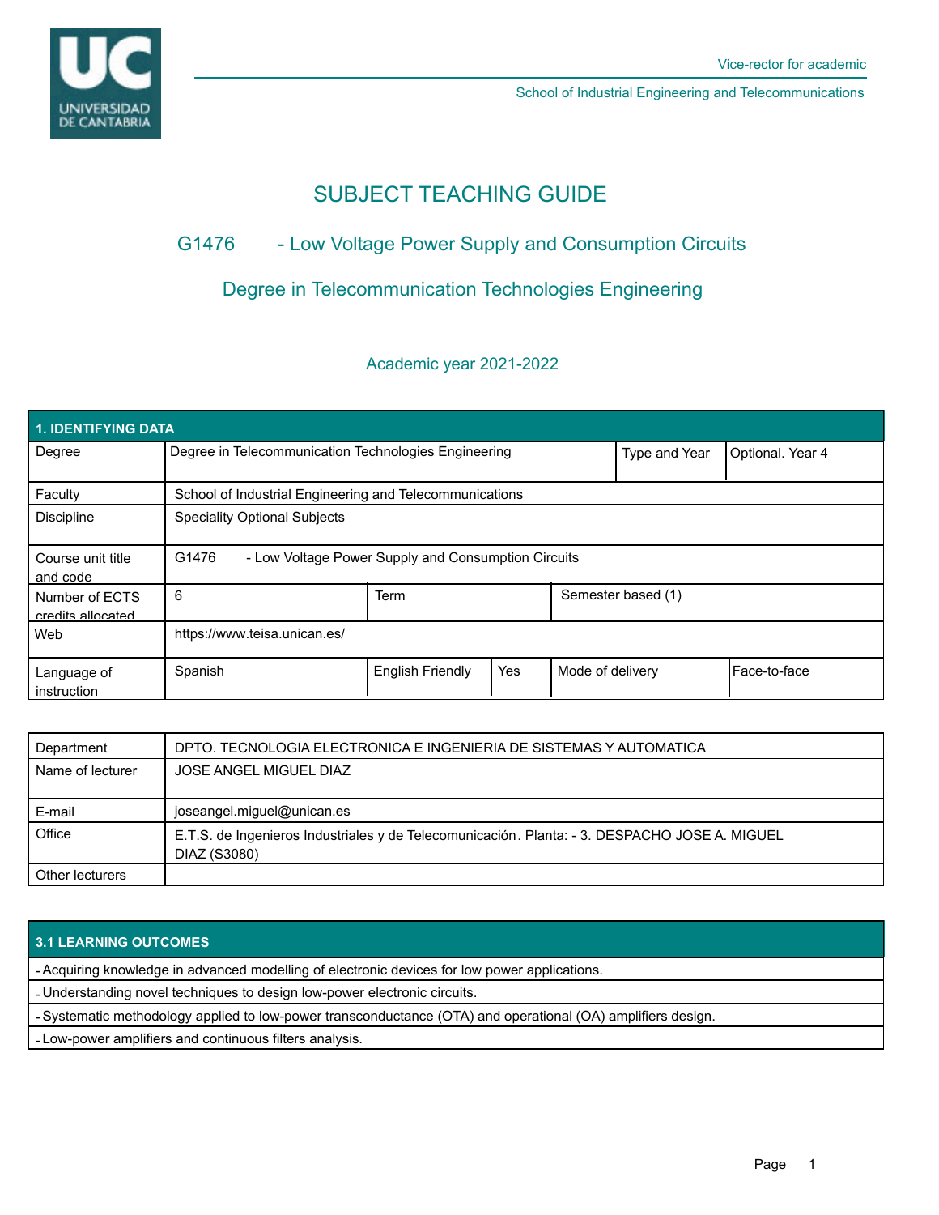Vice-rector for academic

School of Industrial Engineering and Telecommunications

# SUBJECT TEACHING GUIDE

## G1476 - Low Voltage Power Supply and Consumption Circuits

## Degree in Telecommunication Technologies Engineering

Academic year 2021-2022

| 1. IDENTIFYING DATA | | | | | |
|---|---|---|---|---|---|
| Degree | Degree in Telecommunication Technologies Engineering | | | Type and Year | Optional. Year 4 |
| Faculty | School of Industrial Engineering and Telecommunications | | | | |
| Discipline | Speciality Optional Subjects | | | | |
| Course unit title and code | G1476 - Low Voltage Power Supply and Consumption Circuits | | | | |
| Number of ECTS credits allocated | 6 | Term | | Semester based (1) | |
| Web | https://www.teisa.unican.es/ | | | | |
| Language of instruction | Spanish | English Friendly | Yes | Mode of delivery | Face-to-face |

| Department | DPTO. TECNOLOGIA ELECTRONICA E INGENIERIA DE SISTEMAS Y AUTOMATICA |
|---|---|
| Name of lecturer | JOSE ANGEL MIGUEL DIAZ |
| E-mail | joseangel.miguel@unican.es |
| Office | E.T.S. de Ingenieros Industriales y de Telecomunicación. Planta: - 3. DESPACHO JOSE A. MIGUEL DIAZ (S3080) |
| Other lecturers | |

| 3.1 LEARNING OUTCOMES |
|---|
| - Acquiring knowledge in advanced modelling of electronic devices for low power applications. |
| - Understanding novel techniques to design low-power electronic circuits. |
| - Systematic methodology applied to low-power transconductance (OTA) and operational (OA) amplifiers design. |
| - Low-power amplifiers and continuous filters analysis. |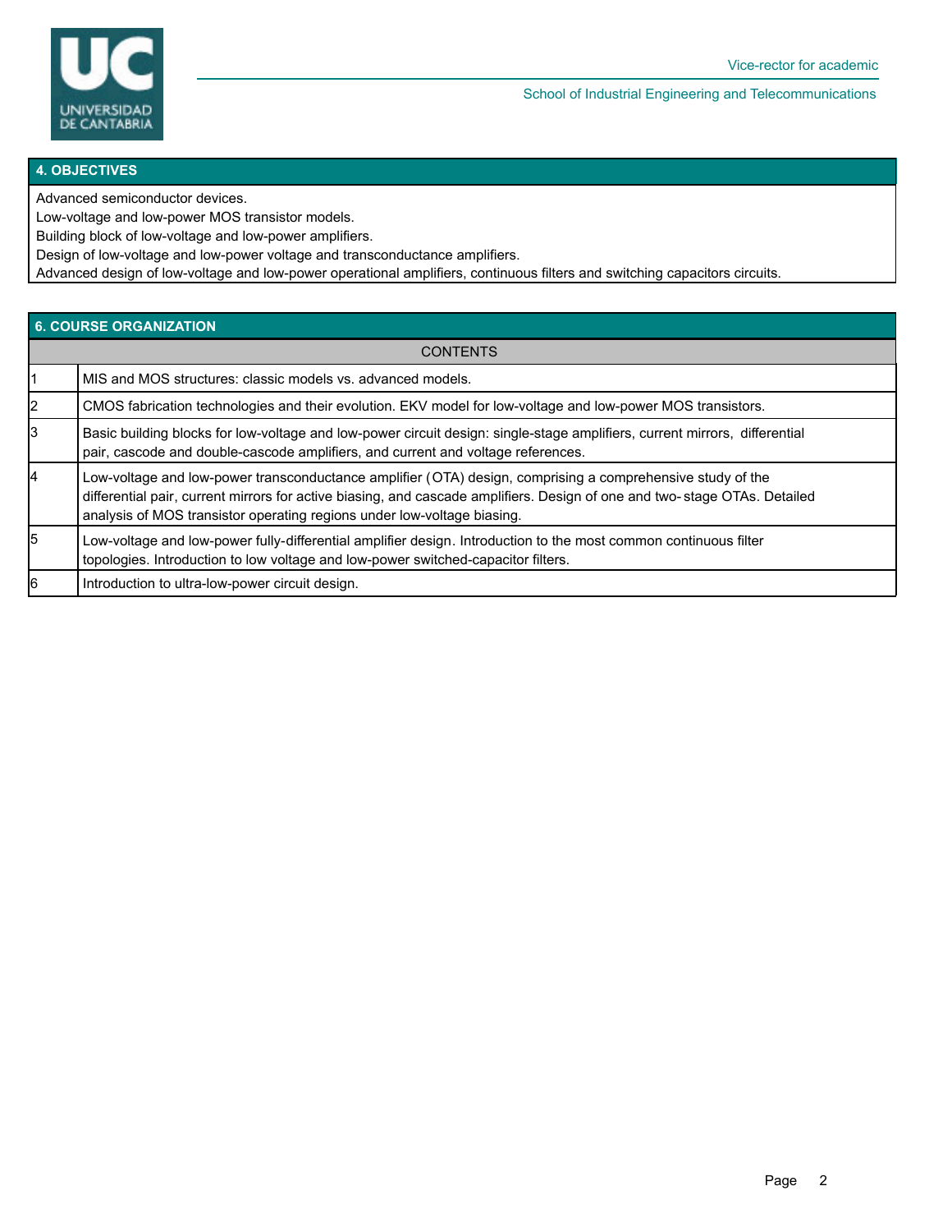## 4. OBJECTIVES

Advanced semiconductor devices.
Low-voltage and low-power MOS transistor models.
Building block of low-voltage and low-power amplifiers.
Design of low-voltage and low-power voltage and transconductance amplifiers.
Advanced design of low-voltage and low-power operational amplifiers, continuous filters and switching capacitors circuits.

## 6. COURSE ORGANIZATION

| | CONTENTS |
|---|---|
| 1 | MIS and MOS structures: classic models vs. advanced models. |
| 2 | CMOS fabrication technologies and their evolution. EKV model for low-voltage and low-power MOS transistors. |
| 3 | Basic building blocks for low-voltage and low-power circuit design: single-stage amplifiers, current mirrors, differential pair, cascode and double-cascode amplifiers, and current and voltage references. |
| 4 | Low-voltage and low-power transconductance amplifier (OTA) design, comprising a comprehensive study of the differential pair, current mirrors for active biasing, and cascade amplifiers. Design of one and two-stage OTAs. Detailed analysis of MOS transistor operating regions under low-voltage biasing. |
| 5 | Low-voltage and low-power fully-differential amplifier design. Introduction to the most common continuous filter topologies. Introduction to low voltage and low-power switched-capacitor filters. |
| 6 | Introduction to ultra-low-power circuit design. |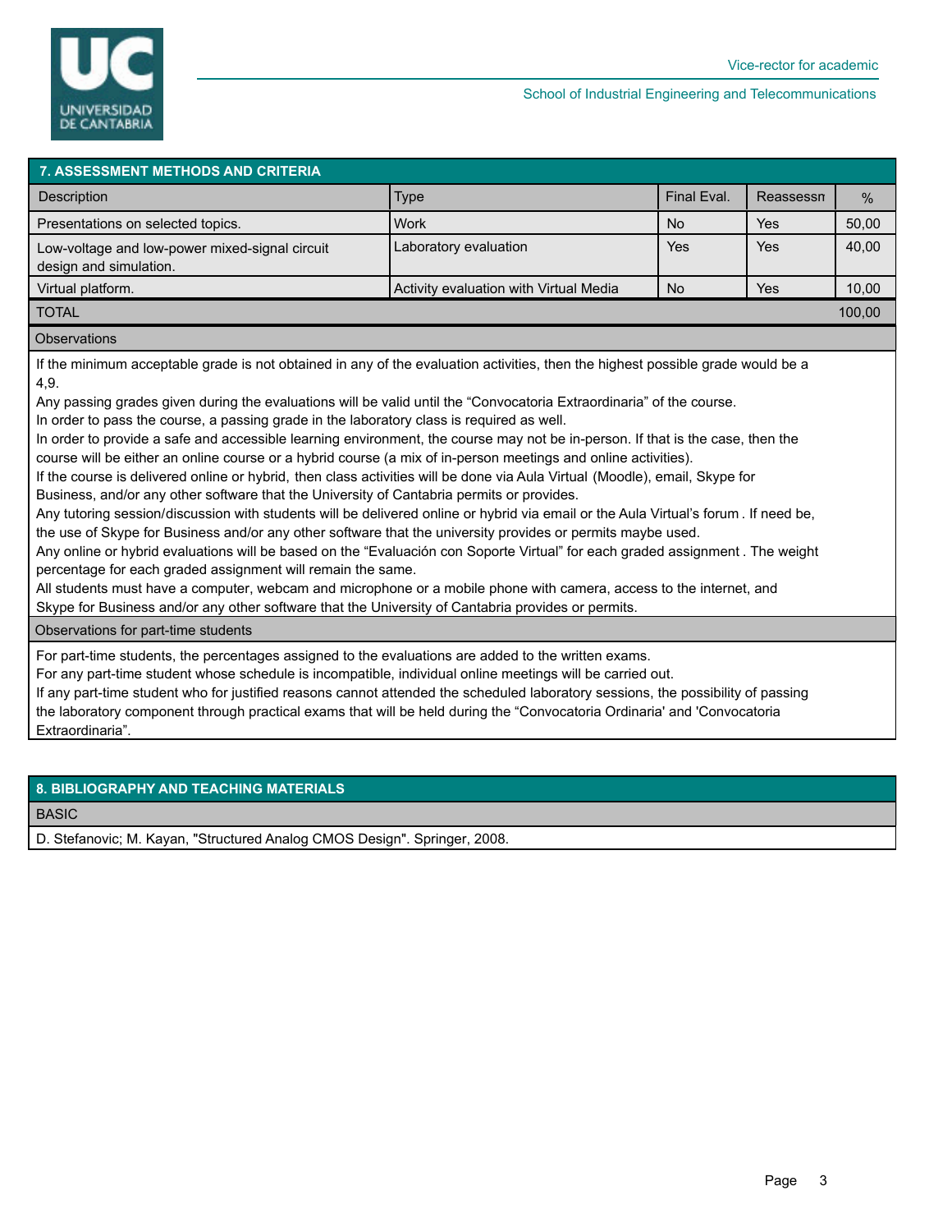## 7. ASSESSMENT METHODS AND CRITERIA

| Description | Type | Final Eval. | Reassessn | % |
|---|---|---|---|---|
| Presentations on selected topics. | Work | No | Yes | 50,00 |
| Low-voltage and low-power mixed-signal circuit design and simulation. | Laboratory evaluation | Yes | Yes | 40,00 |
| Virtual platform. | Activity evaluation with Virtual Media | No | Yes | 10,00 |
| TOTAL | | | | 100,00 |

### Observations

If the minimum acceptable grade is not obtained in any of the evaluation activities, then the highest possible grade would be a 4,9.
Any passing grades given during the evaluations will be valid until the “Convocatoria Extraordinaria” of the course.
In order to pass the course, a passing grade in the laboratory class is required as well.
In order to provide a safe and accessible learning environment, the course may not be in-person. If that is the case, then the course will be either an online course or a hybrid course (a mix of in-person meetings and online activities).
If the course is delivered online or hybrid, then class activities will be done via Aula Virtual (Moodle), email, Skype for Business, and/or any other software that the University of Cantabria permits or provides.
Any tutoring session/discussion with students will be delivered online or hybrid via email or the Aula Virtual’s forum . If need be, the use of Skype for Business and/or any other software that the university provides or permits maybe used.
Any online or hybrid evaluations will be based on the “Evaluación con Soporte Virtual” for each graded assignment . The weight percentage for each graded assignment will remain the same.
All students must have a computer, webcam and microphone or a mobile phone with camera, access to the internet, and Skype for Business and/or any other software that the University of Cantabria provides or permits.

### Observations for part-time students

For part-time students, the percentages assigned to the evaluations are added to the written exams.
For any part-time student whose schedule is incompatible, individual online meetings will be carried out.
If any part-time student who for justified reasons cannot attended the scheduled laboratory sessions, the possibility of passing the laboratory component through practical exams that will be held during the “Convocatoria Ordinaria' and 'Convocatoria Extraordinaria”.

## 8. BIBLIOGRAPHY AND TEACHING MATERIALS

### BASIC

D. Stefanovic; M. Kayan, "Structured Analog CMOS Design". Springer, 2008.